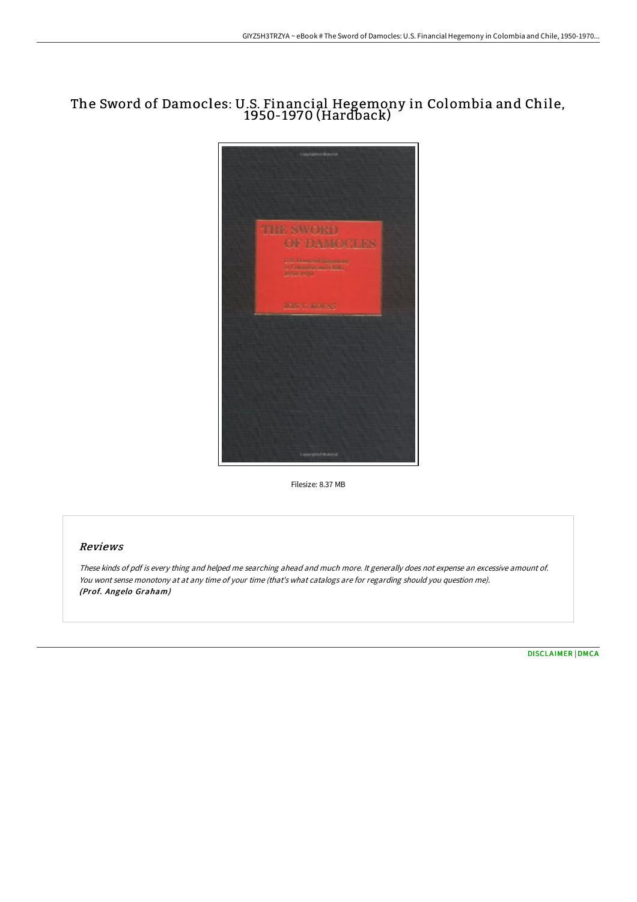# The Sword of Damocles: U.S. Financial Hegemony in Colombia and Chile, 1950-1970 (Hardback)

Filesize: 8.37 MB

## Reviews

*These kinds of pdf is every thing and helped me searching ahead and much more. It generally does not expense an excessive amount of. You wont sense monotony at at any time of your time (that's what catalogs are for regarding should you question me).*
***(Prof. Angelo Graham)***

[DISCLAIMER](#) | [DMCA](#)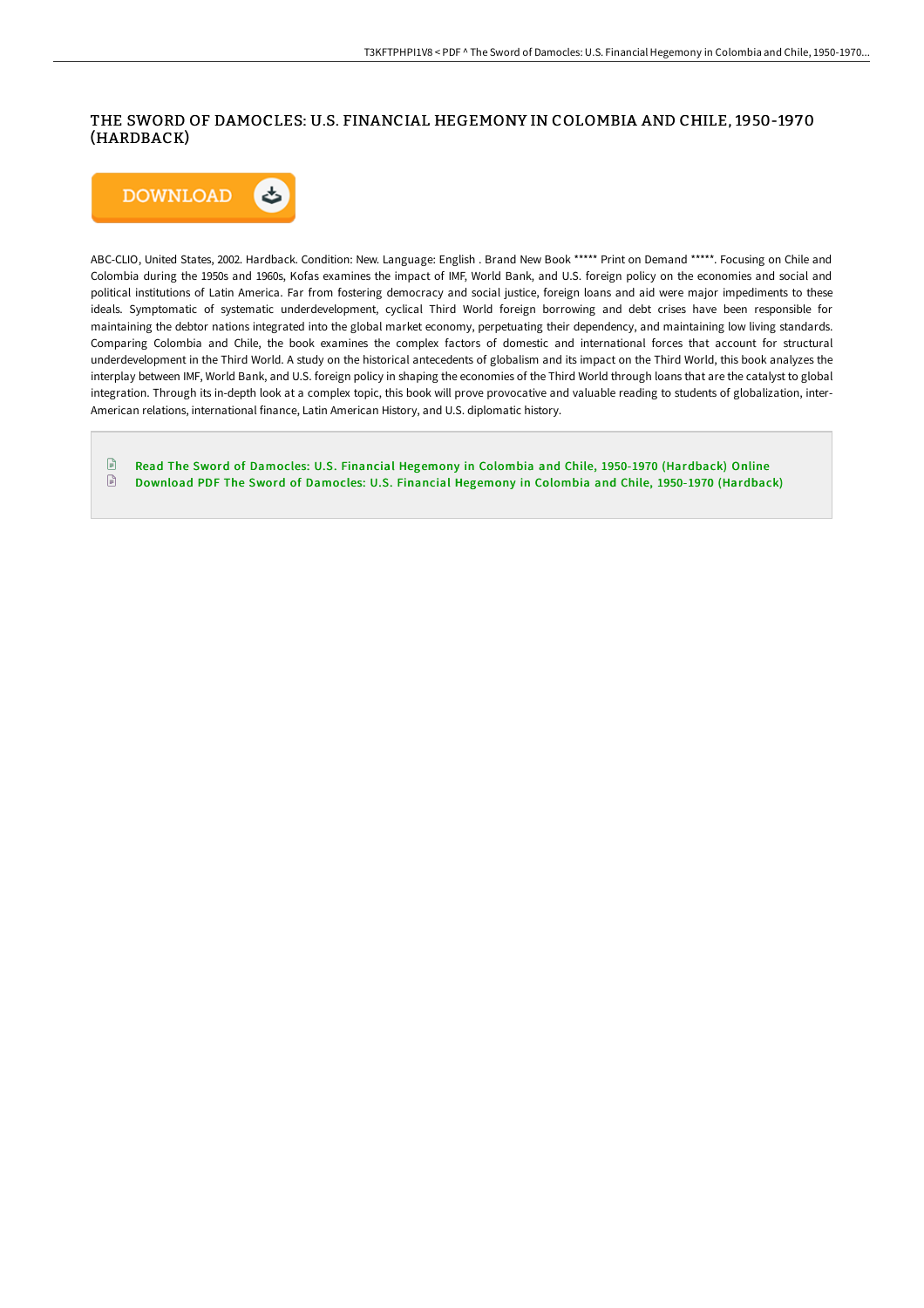# THE SWORD OF DAMOCLES: U.S. FINANCIAL HEGEMONY IN COLOMBIA AND CHILE, 1950-1970 (HARDBACK)

ABC-CLIO, United States, 2002. Hardback. Condition: New. Language: English . Brand New Book ***** Print on Demand *****. Focusing on Chile and Colombia during the 1950s and 1960s, Kofas examines the impact of IMF, World Bank, and U.S. foreign policy on the economies and social and political institutions of Latin America. Far from fostering democracy and social justice, foreign loans and aid were major impediments to these ideals. Symptomatic of systematic underdevelopment, cyclical Third World foreign borrowing and debt crises have been responsible for maintaining the debtor nations integrated into the global market economy, perpetuating their dependency, and maintaining low living standards. Comparing Colombia and Chile, the book examines the complex factors of domestic and international forces that account for structural underdevelopment in the Third World. A study on the historical antecedents of globalism and its impact on the Third World, this book analyzes the interplay between IMF, World Bank, and U.S. foreign policy in shaping the economies of the Third World through loans that are the catalyst to global integration. Through its in-depth look at a complex topic, this book will prove provocative and valuable reading to students of globalization, inter-American relations, international finance, Latin American History, and U.S. diplomatic history.

- Read The Sword of Damocles: U.S. Financial Hegemony in Colombia and Chile, 1950-1970 (Hardback) Online
- Download PDF The Sword of Damocles: U.S. Financial Hegemony in Colombia and Chile, 1950-1970 (Hardback)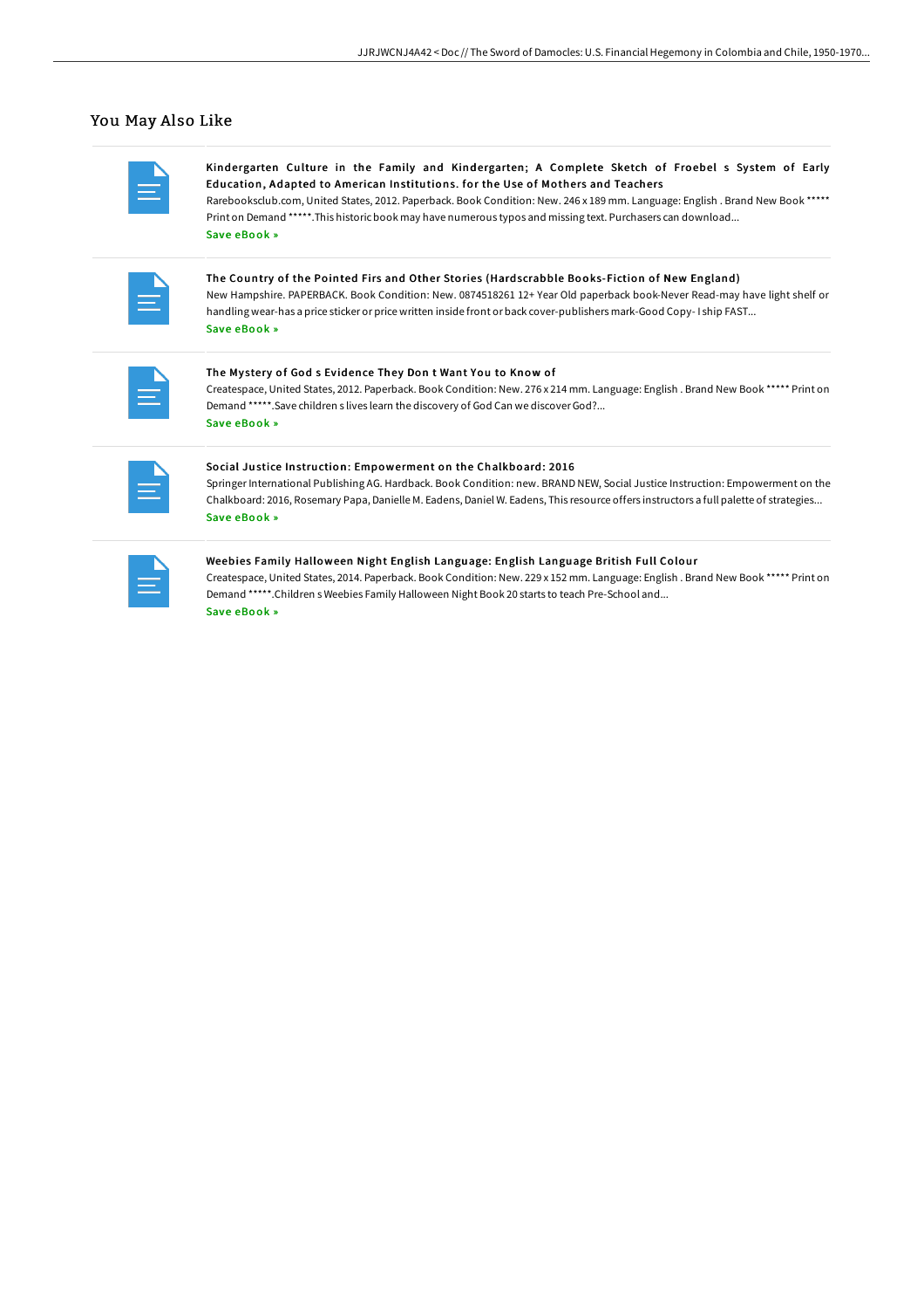## You May Also Like

**Kindergarten Culture in the Family and Kindergarten; A Complete Sketch of Froebel s System of Early Education, Adapted to American Institutions. for the Use of Mothers and Teachers**

Rarebooksclub.com, United States, 2012. Paperback. Book Condition: New. 246 x 189 mm. Language: English . Brand New Book ***** Print on Demand *****.This historic book may have numerous typos and missing text. Purchasers can download...

Save eBook »

**The Country of the Pointed Firs and Other Stories (Hardscrabble Books-Fiction of New England)**

New Hampshire. PAPERBACK. Book Condition: New. 0874518261 12+ Year Old paperback book-Never Read-may have light shelf or handling wear-has a price sticker or price written inside front or back cover-publishers mark-Good Copy- I ship FAST...

Save eBook »

**The Mystery of God s Evidence They Don t Want You to Know of**

Createspace, United States, 2012. Paperback. Book Condition: New. 276 x 214 mm. Language: English . Brand New Book ***** Print on Demand *****.Save children s lives learn the discovery of God Can we discover God?...

Save eBook »

**Social Justice Instruction: Empowerment on the Chalkboard: 2016**

Springer International Publishing AG. Hardback. Book Condition: new. BRAND NEW, Social Justice Instruction: Empowerment on the Chalkboard: 2016, Rosemary Papa, Danielle M. Eadens, Daniel W. Eadens, This resource offers instructors a full palette of strategies...

Save eBook »

**Weebies Family Halloween Night English Language: English Language British Full Colour**

Createspace, United States, 2014. Paperback. Book Condition: New. 229 x 152 mm. Language: English . Brand New Book ***** Print on Demand *****.Children s Weebies Family Halloween Night Book 20 starts to teach Pre-School and...

Save eBook »